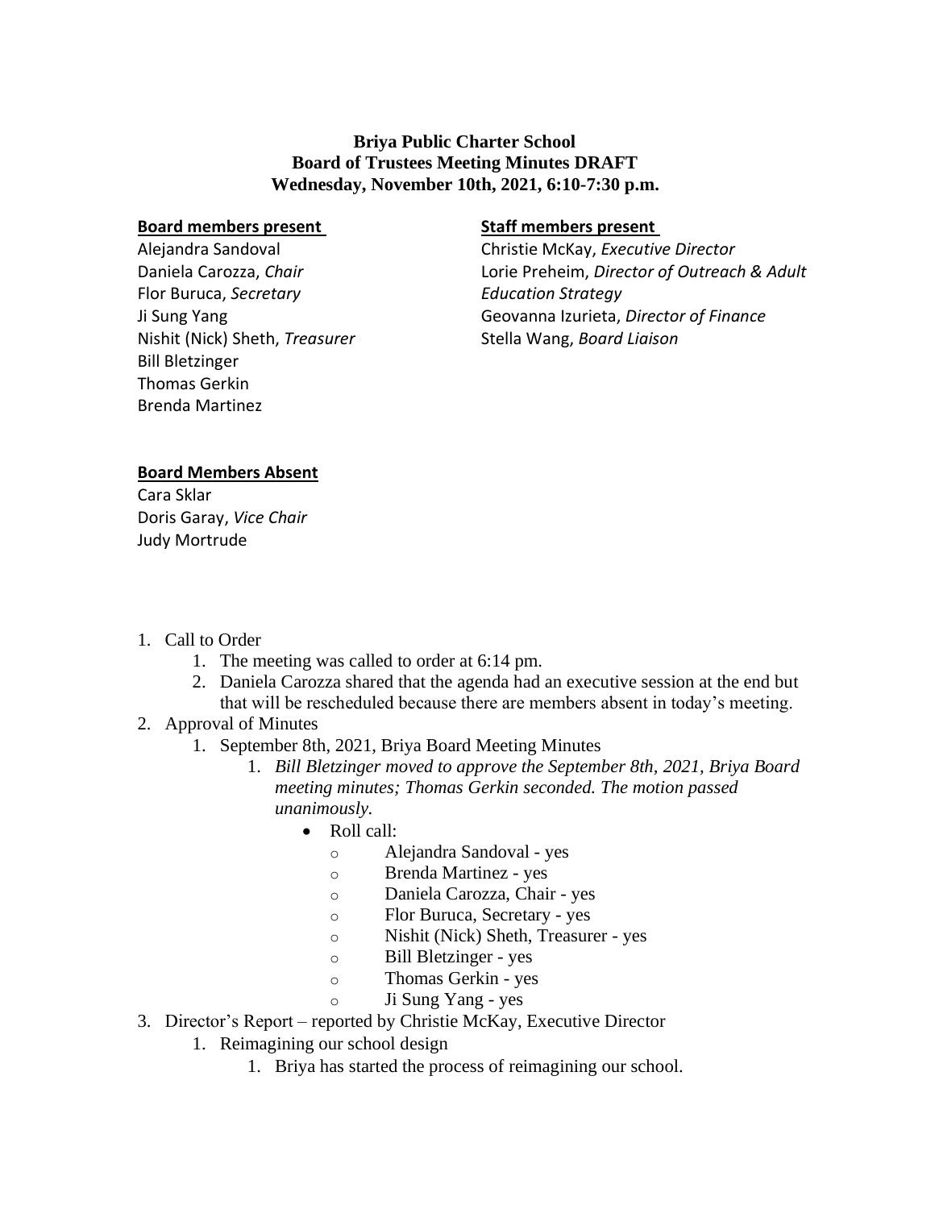**Briya Public Charter School**
**Board of Trustees Meeting Minutes DRAFT**
**Wednesday, November 10th, 2021, 6:10-7:30 p.m.**

**Board members present**

Alejandra Sandoval
Daniela Carozza, *Chair*
Flor Buruca, *Secretary*
Ji Sung Yang
Nishit (Nick) Sheth, *Treasurer*
Bill Bletzinger
Thomas Gerkin
Brenda Martinez

**Staff members present**

Christie McKay, *Executive Director*
Lorie Preheim, *Director of Outreach & Adult Education Strategy*
Geovanna Izurieta, *Director of Finance*
Stella Wang, *Board Liaison*

**Board Members Absent**

Cara Sklar
Doris Garay, *Vice Chair*
Judy Mortrude

1. Call to Order
    1. The meeting was called to order at 6:14 pm.
    2. Daniela Carozza shared that the agenda had an executive session at the end but that will be rescheduled because there are members absent in today's meeting.
2. Approval of Minutes
    1. September 8th, 2021, Briya Board Meeting Minutes
        1. *Bill Bletzinger moved to approve the September 8th, 2021, Briya Board meeting minutes; Thomas Gerkin seconded. The motion passed unanimously.*
            - Roll call:
                - Alejandra Sandoval - yes
                - Brenda Martinez - yes
                - Daniela Carozza, Chair - yes
                - Flor Buruca, Secretary - yes
                - Nishit (Nick) Sheth, Treasurer - yes
                - Bill Bletzinger - yes
                - Thomas Gerkin - yes
                - Ji Sung Yang - yes
3. Director's Report – reported by Christie McKay, Executive Director
    1. Reimagining our school design
        1. Briya has started the process of reimagining our school.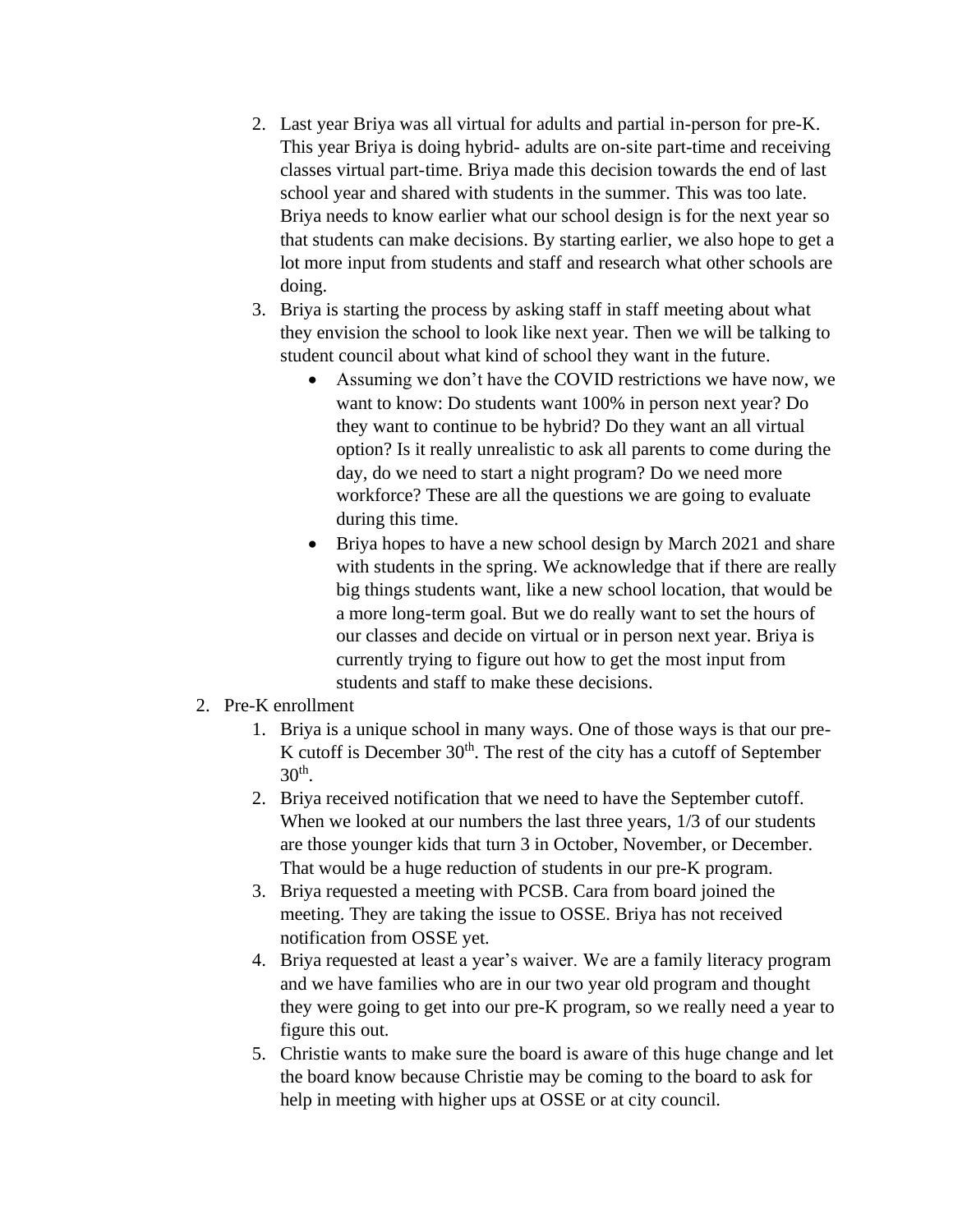2. Last year Briya was all virtual for adults and partial in-person for pre-K. This year Briya is doing hybrid- adults are on-site part-time and receiving classes virtual part-time. Briya made this decision towards the end of last school year and shared with students in the summer. This was too late. Briya needs to know earlier what our school design is for the next year so that students can make decisions. By starting earlier, we also hope to get a lot more input from students and staff and research what other schools are doing.
   3. Briya is starting the process by asking staff in staff meeting about what they envision the school to look like next year. Then we will be talking to student council about what kind of school they want in the future.
      - Assuming we don't have the COVID restrictions we have now, we want to know: Do students want 100% in person next year? Do they want to continue to be hybrid? Do they want an all virtual option? Is it really unrealistic to ask all parents to come during the day, do we need to start a night program? Do we need more workforce? These are all the questions we are going to evaluate during this time.
      - Briya hopes to have a new school design by March 2021 and share with students in the spring. We acknowledge that if there are really big things students want, like a new school location, that would be a more long-term goal. But we do really want to set the hours of our classes and decide on virtual or in person next year. Briya is currently trying to figure out how to get the most input from students and staff to make these decisions.
2. Pre-K enrollment
   1. Briya is a unique school in many ways. One of those ways is that our pre-K cutoff is December 30th. The rest of the city has a cutoff of September 30th.
   2. Briya received notification that we need to have the September cutoff. When we looked at our numbers the last three years, 1/3 of our students are those younger kids that turn 3 in October, November, or December. That would be a huge reduction of students in our pre-K program.
   3. Briya requested a meeting with PCSB. Cara from board joined the meeting. They are taking the issue to OSSE. Briya has not received notification from OSSE yet.
   4. Briya requested at least a year's waiver. We are a family literacy program and we have families who are in our two year old program and thought they were going to get into our pre-K program, so we really need a year to figure this out.
   5. Christie wants to make sure the board is aware of this huge change and let the board know because Christie may be coming to the board to ask for help in meeting with higher ups at OSSE or at city council.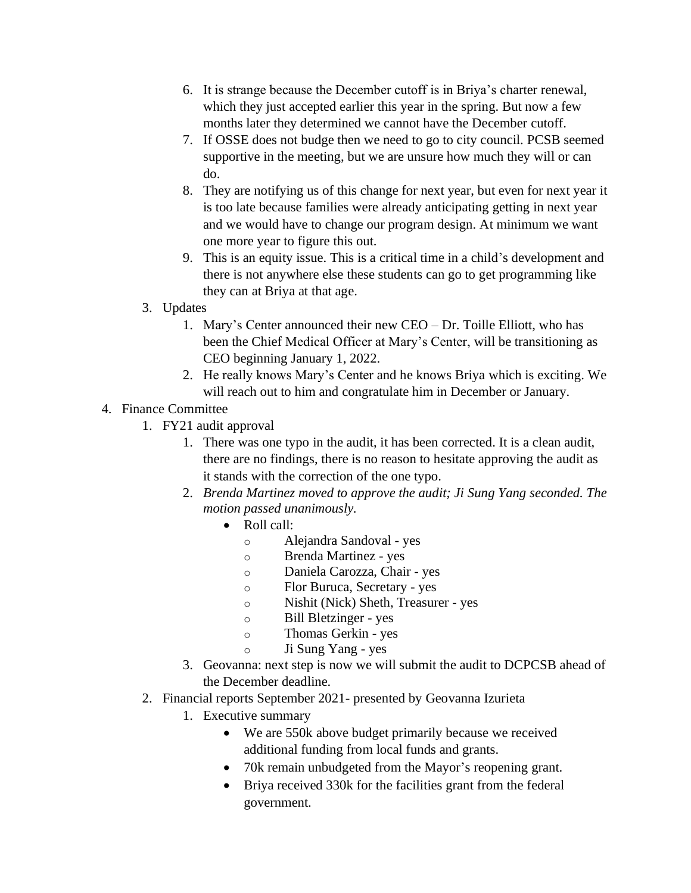6. It is strange because the December cutoff is in Briya's charter renewal, which they just accepted earlier this year in the spring. But now a few months later they determined we cannot have the December cutoff.
7. If OSSE does not budge then we need to go to city council. PCSB seemed supportive in the meeting, but we are unsure how much they will or can do.
8. They are notifying us of this change for next year, but even for next year it is too late because families were already anticipating getting in next year and we would have to change our program design. At minimum we want one more year to figure this out.
9. This is an equity issue. This is a critical time in a child's development and there is not anywhere else these students can go to get programming like they can at Briya at that age.

3. Updates
   1. Mary's Center announced their new CEO – Dr. Toille Elliott, who has been the Chief Medical Officer at Mary's Center, will be transitioning as CEO beginning January 1, 2022.
   2. He really knows Mary's Center and he knows Briya which is exciting. We will reach out to him and congratulate him in December or January.

4. Finance Committee
   1. FY21 audit approval
      1. There was one typo in the audit, it has been corrected. It is a clean audit, there are no findings, there is no reason to hesitate approving the audit as it stands with the correction of the one typo.
      2. *Brenda Martinez moved to approve the audit; Ji Sung Yang seconded. The motion passed unanimously.*
         - Roll call:
           - Alejandra Sandoval - yes
           - Brenda Martinez - yes
           - Daniela Carozza, Chair - yes
           - Flor Buruca, Secretary - yes
           - Nishit (Nick) Sheth, Treasurer - yes
           - Bill Bletzinger - yes
           - Thomas Gerkin - yes
           - Ji Sung Yang - yes
      3. Geovanna: next step is now we will submit the audit to DCPCSB ahead of the December deadline.
   2. Financial reports September 2021- presented by Geovanna Izurieta
      1. Executive summary
         - We are 550k above budget primarily because we received additional funding from local funds and grants.
         - 70k remain unbudgeted from the Mayor's reopening grant.
         - Briya received 330k for the facilities grant from the federal government.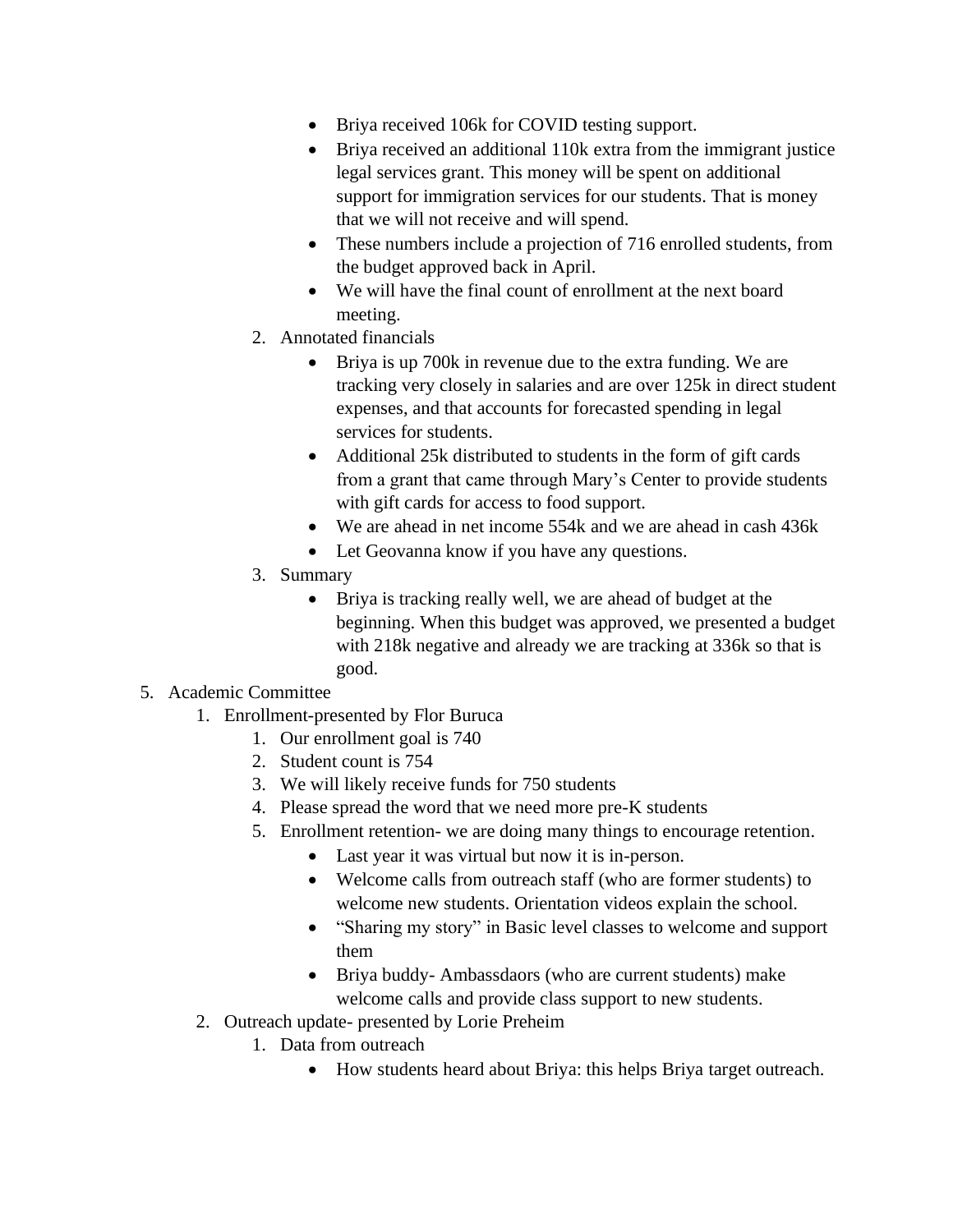- Briya received 106k for COVID testing support.
- Briya received an additional 110k extra from the immigrant justice legal services grant. This money will be spent on additional support for immigration services for our students. That is money that we will not receive and will spend.
- These numbers include a projection of 716 enrolled students, from the budget approved back in April.
- We will have the final count of enrollment at the next board meeting.

2. Annotated financials
   - Briya is up 700k in revenue due to the extra funding. We are tracking very closely in salaries and are over 125k in direct student expenses, and that accounts for forecasted spending in legal services for students.
   - Additional 25k distributed to students in the form of gift cards from a grant that came through Mary's Center to provide students with gift cards for access to food support.
   - We are ahead in net income 554k and we are ahead in cash 436k
   - Let Geovanna know if you have any questions.
3. Summary
   - Briya is tracking really well, we are ahead of budget at the beginning. When this budget was approved, we presented a budget with 218k negative and already we are tracking at 336k so that is good.

5. Academic Committee
   1. Enrollment-presented by Flor Buruca
      1. Our enrollment goal is 740
      2. Student count is 754
      3. We will likely receive funds for 750 students
      4. Please spread the word that we need more pre-K students
      5. Enrollment retention- we are doing many things to encourage retention.
         - Last year it was virtual but now it is in-person.
         - Welcome calls from outreach staff (who are former students) to welcome new students. Orientation videos explain the school.
         - "Sharing my story" in Basic level classes to welcome and support them
         - Briya buddy- Ambassdaors (who are current students) make welcome calls and provide class support to new students.
   2. Outreach update- presented by Lorie Preheim
      1. Data from outreach
         - How students heard about Briya: this helps Briya target outreach.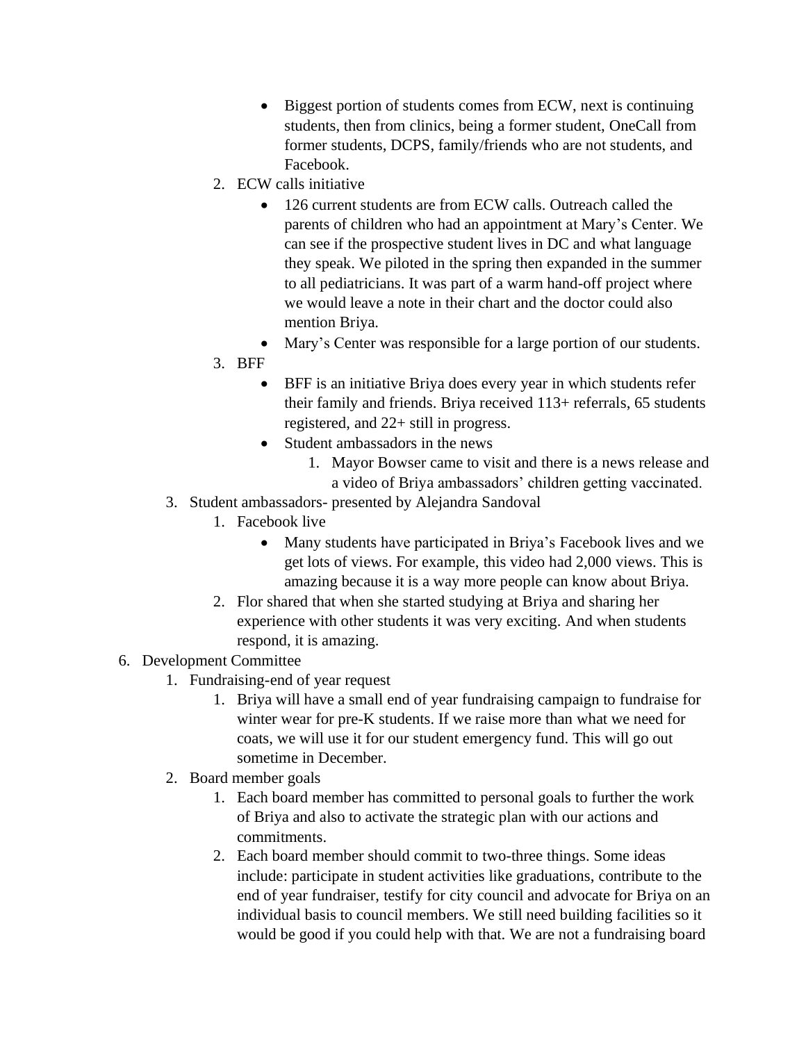- Biggest portion of students comes from ECW, next is continuing students, then from clinics, being a former student, OneCall from former students, DCPS, family/friends who are not students, and Facebook.

2. ECW calls initiative
    - 126 current students are from ECW calls. Outreach called the parents of children who had an appointment at Mary's Center. We can see if the prospective student lives in DC and what language they speak. We piloted in the spring then expanded in the summer to all pediatricians. It was part of a warm hand-off project where we would leave a note in their chart and the doctor could also mention Briya.
    - Mary's Center was responsible for a large portion of our students.
3. BFF
    - BFF is an initiative Briya does every year in which students refer their family and friends. Briya received 113+ referrals, 65 students registered, and 22+ still in progress.
    - Student ambassadors in the news
        1. Mayor Bowser came to visit and there is a news release and a video of Briya ambassadors' children getting vaccinated.

3. Student ambassadors- presented by Alejandra Sandoval
    1. Facebook live
        - Many students have participated in Briya's Facebook lives and we get lots of views. For example, this video had 2,000 views. This is amazing because it is a way more people can know about Briya.
    2. Flor shared that when she started studying at Briya and sharing her experience with other students it was very exciting. And when students respond, it is amazing.

6. Development Committee
    1. Fundraising-end of year request
        1. Briya will have a small end of year fundraising campaign to fundraise for winter wear for pre-K students. If we raise more than what we need for coats, we will use it for our student emergency fund. This will go out sometime in December.
    2. Board member goals
        1. Each board member has committed to personal goals to further the work of Briya and also to activate the strategic plan with our actions and commitments.
        2. Each board member should commit to two-three things. Some ideas include: participate in student activities like graduations, contribute to the end of year fundraiser, testify for city council and advocate for Briya on an individual basis to council members. We still need building facilities so it would be good if you could help with that. We are not a fundraising board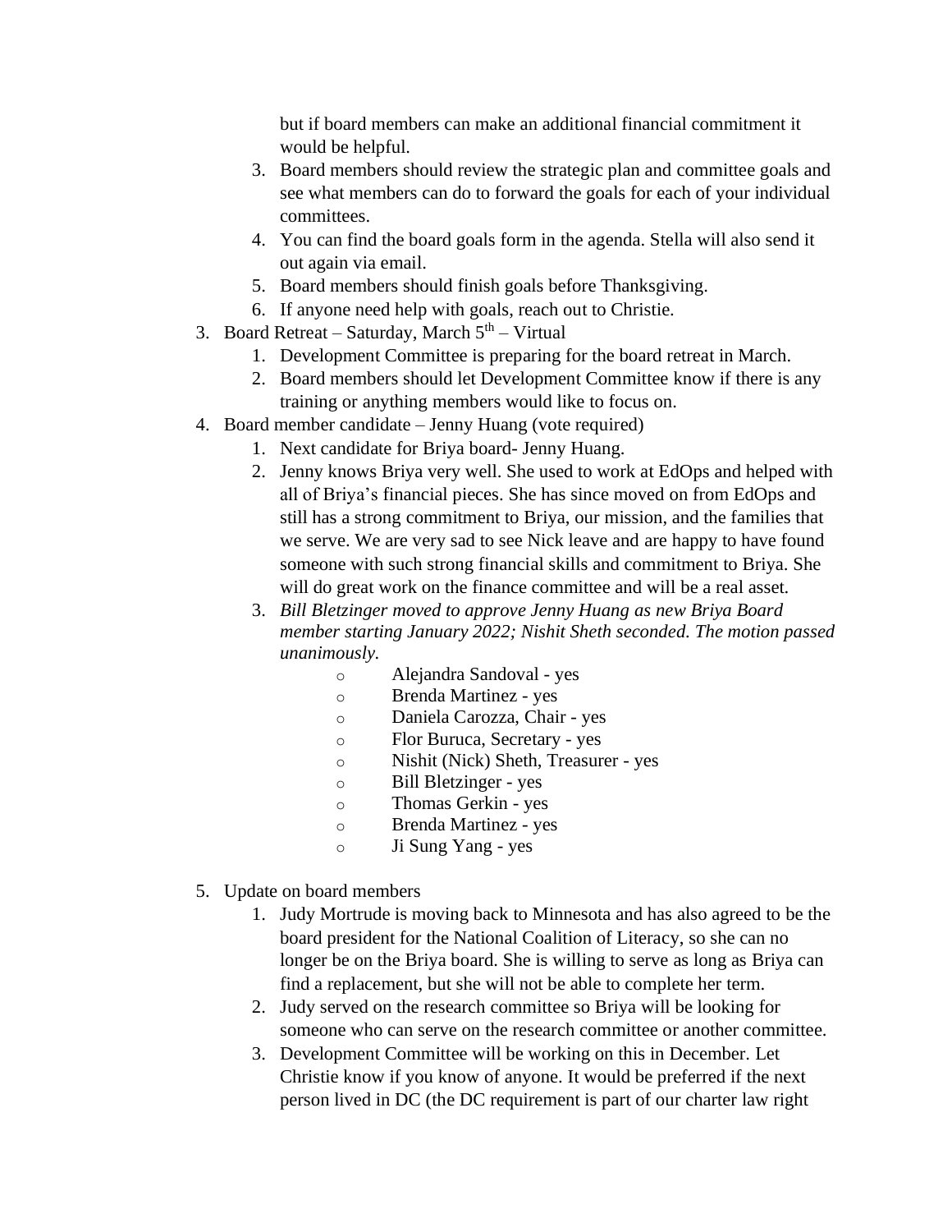but if board members can make an additional financial commitment it would be helpful.

3. Board members should review the strategic plan and committee goals and see what members can do to forward the goals for each of your individual committees.
4. You can find the board goals form in the agenda. Stella will also send it out again via email.
5. Board members should finish goals before Thanksgiving.
6. If anyone need help with goals, reach out to Christie.

3. Board Retreat – Saturday, March 5th – Virtual
   1. Development Committee is preparing for the board retreat in March.
   2. Board members should let Development Committee know if there is any training or anything members would like to focus on.
4. Board member candidate – Jenny Huang (vote required)
   1. Next candidate for Briya board- Jenny Huang.
   2. Jenny knows Briya very well. She used to work at EdOps and helped with all of Briya's financial pieces. She has since moved on from EdOps and still has a strong commitment to Briya, our mission, and the families that we serve. We are very sad to see Nick leave and are happy to have found someone with such strong financial skills and commitment to Briya. She will do great work on the finance committee and will be a real asset.
   3. *Bill Bletzinger moved to approve Jenny Huang as new Briya Board member starting January 2022; Nishit Sheth seconded. The motion passed unanimously.*
      - Alejandra Sandoval - yes
      - Brenda Martinez - yes
      - Daniela Carozza, Chair - yes
      - Flor Buruca, Secretary - yes
      - Nishit (Nick) Sheth, Treasurer - yes
      - Bill Bletzinger - yes
      - Thomas Gerkin - yes
      - Brenda Martinez - yes
      - Ji Sung Yang - yes

5. Update on board members
   1. Judy Mortrude is moving back to Minnesota and has also agreed to be the board president for the National Coalition of Literacy, so she can no longer be on the Briya board. She is willing to serve as long as Briya can find a replacement, but she will not be able to complete her term.
   2. Judy served on the research committee so Briya will be looking for someone who can serve on the research committee or another committee.
   3. Development Committee will be working on this in December. Let Christie know if you know of anyone. It would be preferred if the next person lived in DC (the DC requirement is part of our charter law right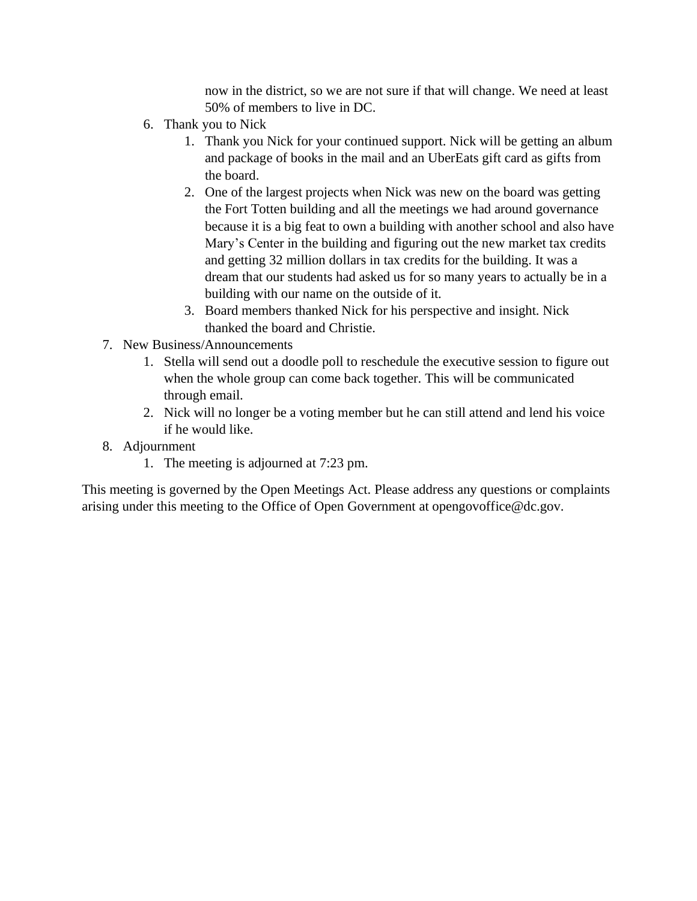now in the district, so we are not sure if that will change. We need at least 50% of members to live in DC.

6. Thank you to Nick
    1. Thank you Nick for your continued support. Nick will be getting an album and package of books in the mail and an UberEats gift card as gifts from the board.
    2. One of the largest projects when Nick was new on the board was getting the Fort Totten building and all the meetings we had around governance because it is a big feat to own a building with another school and also have Mary's Center in the building and figuring out the new market tax credits and getting 32 million dollars in tax credits for the building. It was a dream that our students had asked us for so many years to actually be in a building with our name on the outside of it.
    3. Board members thanked Nick for his perspective and insight. Nick thanked the board and Christie.
7. New Business/Announcements
    1. Stella will send out a doodle poll to reschedule the executive session to figure out when the whole group can come back together. This will be communicated through email.
    2. Nick will no longer be a voting member but he can still attend and lend his voice if he would like.
8. Adjournment
    1. The meeting is adjourned at 7:23 pm.

This meeting is governed by the Open Meetings Act. Please address any questions or complaints arising under this meeting to the Office of Open Government at opengovoffice@dc.gov.